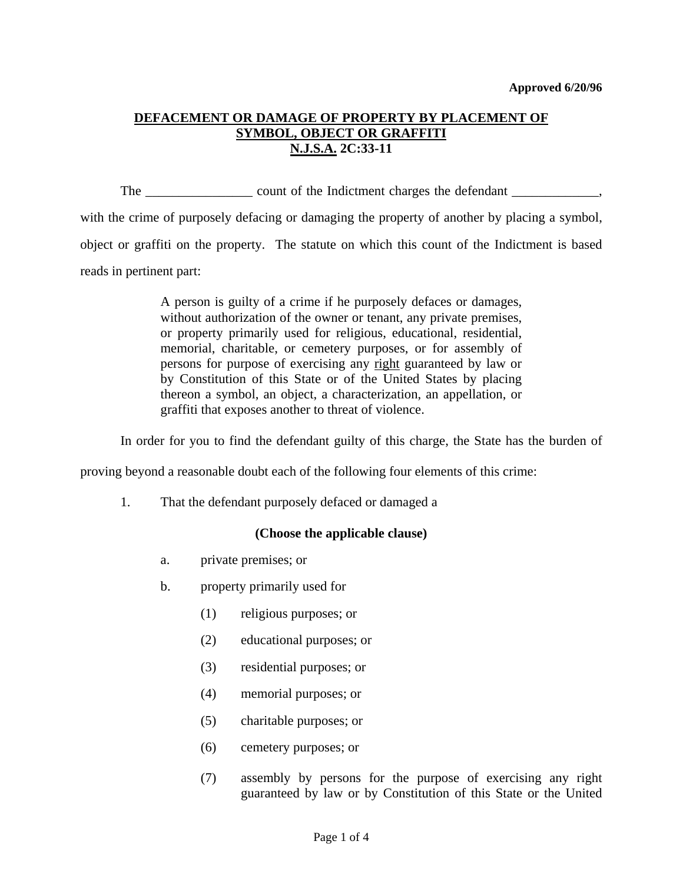**Approved 6/20/96**

## DEFACEMENT OR DAMAGE OF PROPERTY BY PLACEMENT OF SYMBOL, OBJECT OR GRAFFITI
## N.J.S.A. 2C:33-11

The ________________ count of the Indictment charges the defendant _____________, with the crime of purposely defacing or damaging the property of another by placing a symbol, object or graffiti on the property. The statute on which this count of the Indictment is based reads in pertinent part:

> A person is guilty of a crime if he purposely defaces or damages, without authorization of the owner or tenant, any private premises, or property primarily used for religious, educational, residential, memorial, charitable, or cemetery purposes, or for assembly of persons for purpose of exercising any right guaranteed by law or by Constitution of this State or of the United States by placing thereon a symbol, an object, a characterization, an appellation, or graffiti that exposes another to threat of violence.

In order for you to find the defendant guilty of this charge, the State has the burden of proving beyond a reasonable doubt each of the following four elements of this crime:

1. That the defendant purposely defaced or damaged a

   **(Choose the applicable clause)**

   a. private premises; or

   b. property primarily used for

      (1) religious purposes; or

      (2) educational purposes; or

      (3) residential purposes; or

      (4) memorial purposes; or

      (5) charitable purposes; or

      (6) cemetery purposes; or

      (7) assembly by persons for the purpose of exercising any right guaranteed by law or by Constitution of this State or the United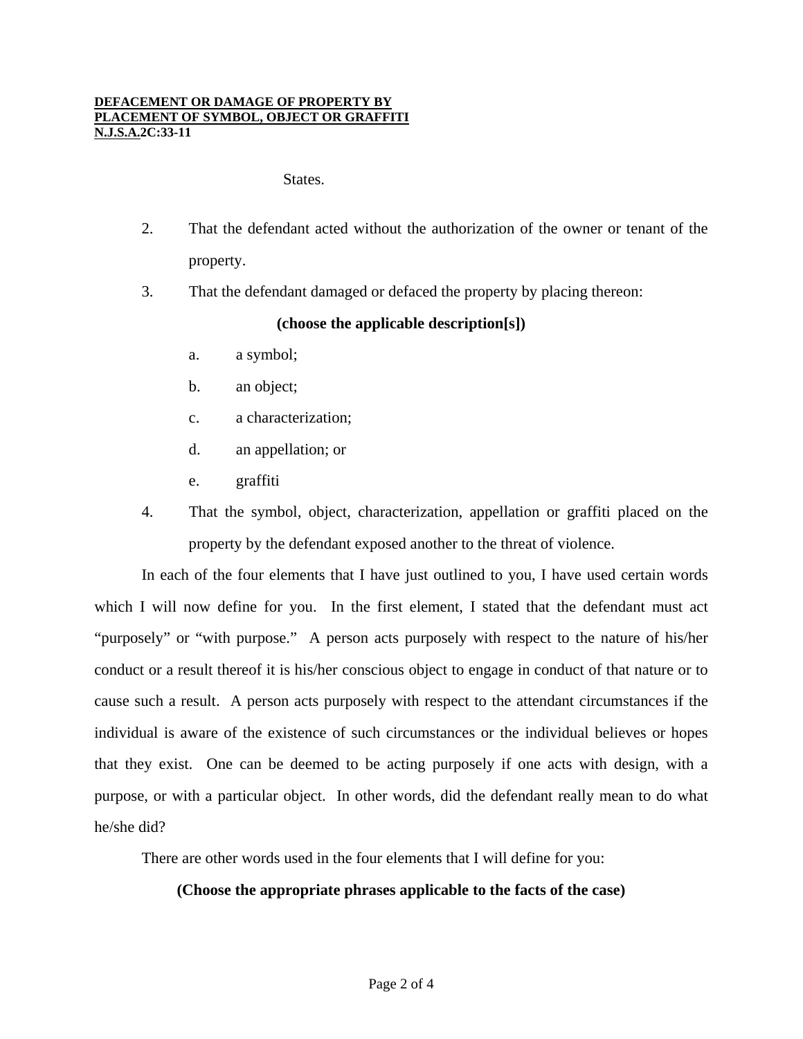States.

2. That the defendant acted without the authorization of the owner or tenant of the property.
3. That the defendant damaged or defaced the property by placing thereon:

   **(choose the applicable description[s])**

   a. a symbol;
   b. an object;
   c. a characterization;
   d. an appellation; or
   e. graffiti
4. That the symbol, object, characterization, appellation or graffiti placed on the property by the defendant exposed another to the threat of violence.

In each of the four elements that I have just outlined to you, I have used certain words which I will now define for you. In the first element, I stated that the defendant must act "purposely" or "with purpose." A person acts purposely with respect to the nature of his/her conduct or a result thereof it is his/her conscious object to engage in conduct of that nature or to cause such a result. A person acts purposely with respect to the attendant circumstances if the individual is aware of the existence of such circumstances or the individual believes or hopes that they exist. One can be deemed to be acting purposely if one acts with design, with a purpose, or with a particular object. In other words, did the defendant really mean to do what he/she did?

There are other words used in the four elements that I will define for you:

**(Choose the appropriate phrases applicable to the facts of the case)**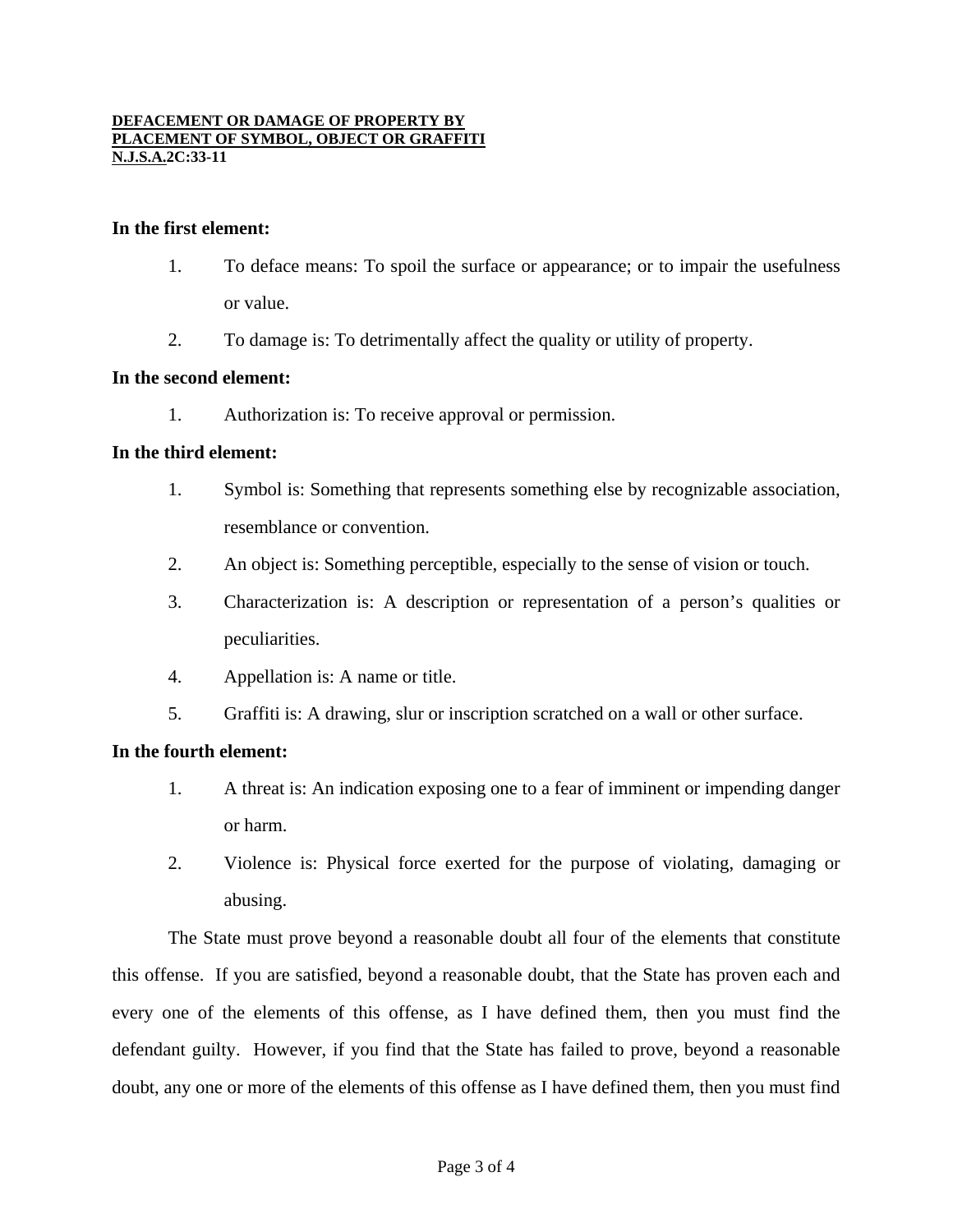**In the first element:**

1. To deface means: To spoil the surface or appearance; or to impair the usefulness or value.
2. To damage is: To detrimentally affect the quality or utility of property.

**In the second element:**

1. Authorization is: To receive approval or permission.

**In the third element:**

1. Symbol is: Something that represents something else by recognizable association, resemblance or convention.
2. An object is: Something perceptible, especially to the sense of vision or touch.
3. Characterization is: A description or representation of a person's qualities or peculiarities.
4. Appellation is: A name or title.
5. Graffiti is: A drawing, slur or inscription scratched on a wall or other surface.

**In the fourth element:**

1. A threat is: An indication exposing one to a fear of imminent or impending danger or harm.
2. Violence is: Physical force exerted for the purpose of violating, damaging or abusing.

The State must prove beyond a reasonable doubt all four of the elements that constitute this offense. If you are satisfied, beyond a reasonable doubt, that the State has proven each and every one of the elements of this offense, as I have defined them, then you must find the defendant guilty. However, if you find that the State has failed to prove, beyond a reasonable doubt, any one or more of the elements of this offense as I have defined them, then you must find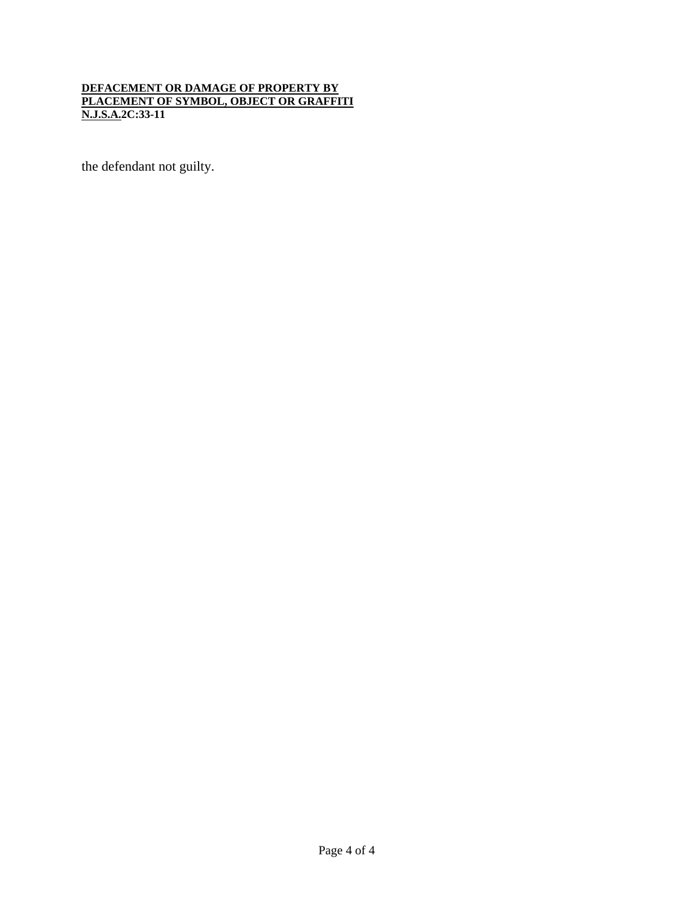the defendant not guilty.